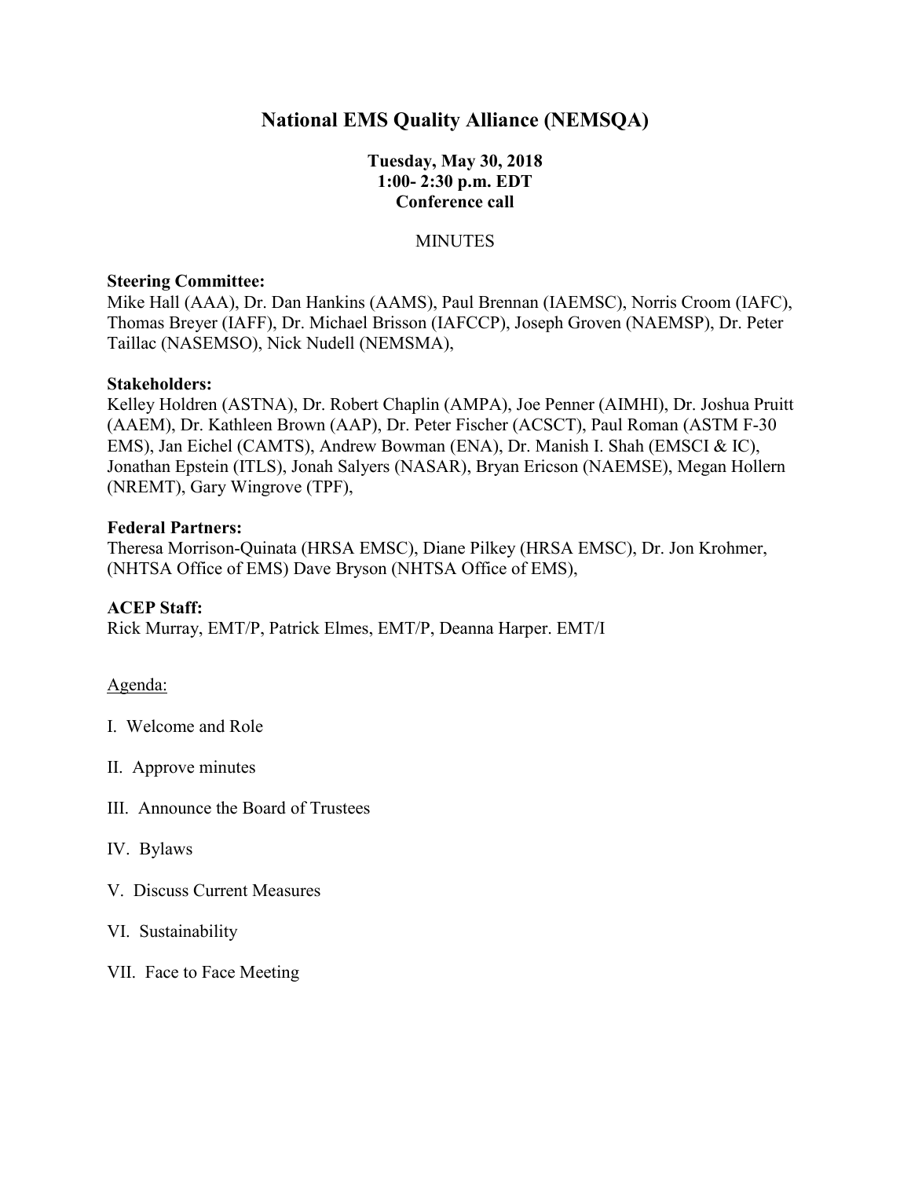# National EMS Quality Alliance (NEMSQA)

**Tuesday, May 30, 2018**
**1:00- 2:30 p.m. EDT**
**Conference call**

MINUTES

**Steering Committee:**
Mike Hall (AAA), Dr. Dan Hankins (AAMS), Paul Brennan (IAEMSC), Norris Croom (IAFC), Thomas Breyer (IAFF), Dr. Michael Brisson (IAFCCP), Joseph Groven (NAEMSP), Dr. Peter Taillac (NASEMSO), Nick Nudell (NEMSMA),

**Stakeholders:**
Kelley Holdren (ASTNA), Dr. Robert Chaplin (AMPA), Joe Penner (AIMHI), Dr. Joshua Pruitt (AAEM), Dr. Kathleen Brown (AAP), Dr. Peter Fischer (ACSCT), Paul Roman (ASTM F-30 EMS), Jan Eichel (CAMTS), Andrew Bowman (ENA), Dr. Manish I. Shah (EMSCI & IC), Jonathan Epstein (ITLS), Jonah Salyers (NASAR), Bryan Ericson (NAEMSE), Megan Hollern (NREMT), Gary Wingrove (TPF),

**Federal Partners:**
Theresa Morrison-Quinata (HRSA EMSC), Diane Pilkey (HRSA EMSC), Dr. Jon Krohmer, (NHTSA Office of EMS) Dave Bryson (NHTSA Office of EMS),

**ACEP Staff:**
Rick Murray, EMT/P, Patrick Elmes, EMT/P, Deanna Harper. EMT/I

Agenda:

I. Welcome and Role

II. Approve minutes

III. Announce the Board of Trustees

IV. Bylaws

V. Discuss Current Measures

VI. Sustainability

VII. Face to Face Meeting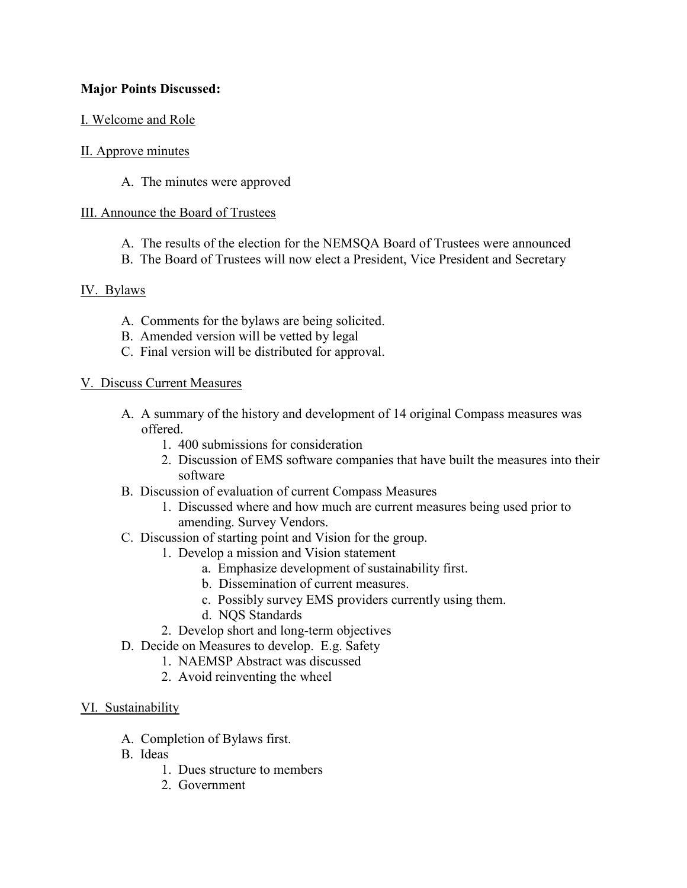**Major Points Discussed:**

I. Welcome and Role

II. Approve minutes

A. The minutes were approved

III. Announce the Board of Trustees

A. The results of the election for the NEMSQA Board of Trustees were announced
B. The Board of Trustees will now elect a President, Vice President and Secretary

IV. Bylaws

A. Comments for the bylaws are being solicited.
B. Amended version will be vetted by legal
C. Final version will be distributed for approval.

V. Discuss Current Measures

A. A summary of the history and development of 14 original Compass measures was offered.
   1. 400 submissions for consideration
   2. Discussion of EMS software companies that have built the measures into their software
B. Discussion of evaluation of current Compass Measures
   1. Discussed where and how much are current measures being used prior to amending. Survey Vendors.
C. Discussion of starting point and Vision for the group.
   1. Develop a mission and Vision statement
      a. Emphasize development of sustainability first.
      b. Dissemination of current measures.
      c. Possibly survey EMS providers currently using them.
      d. NQS Standards
   2. Develop short and long-term objectives
D. Decide on Measures to develop. E.g. Safety
   1. NAEMSP Abstract was discussed
   2. Avoid reinventing the wheel

VI. Sustainability

A. Completion of Bylaws first.
B. Ideas
   1. Dues structure to members
   2. Government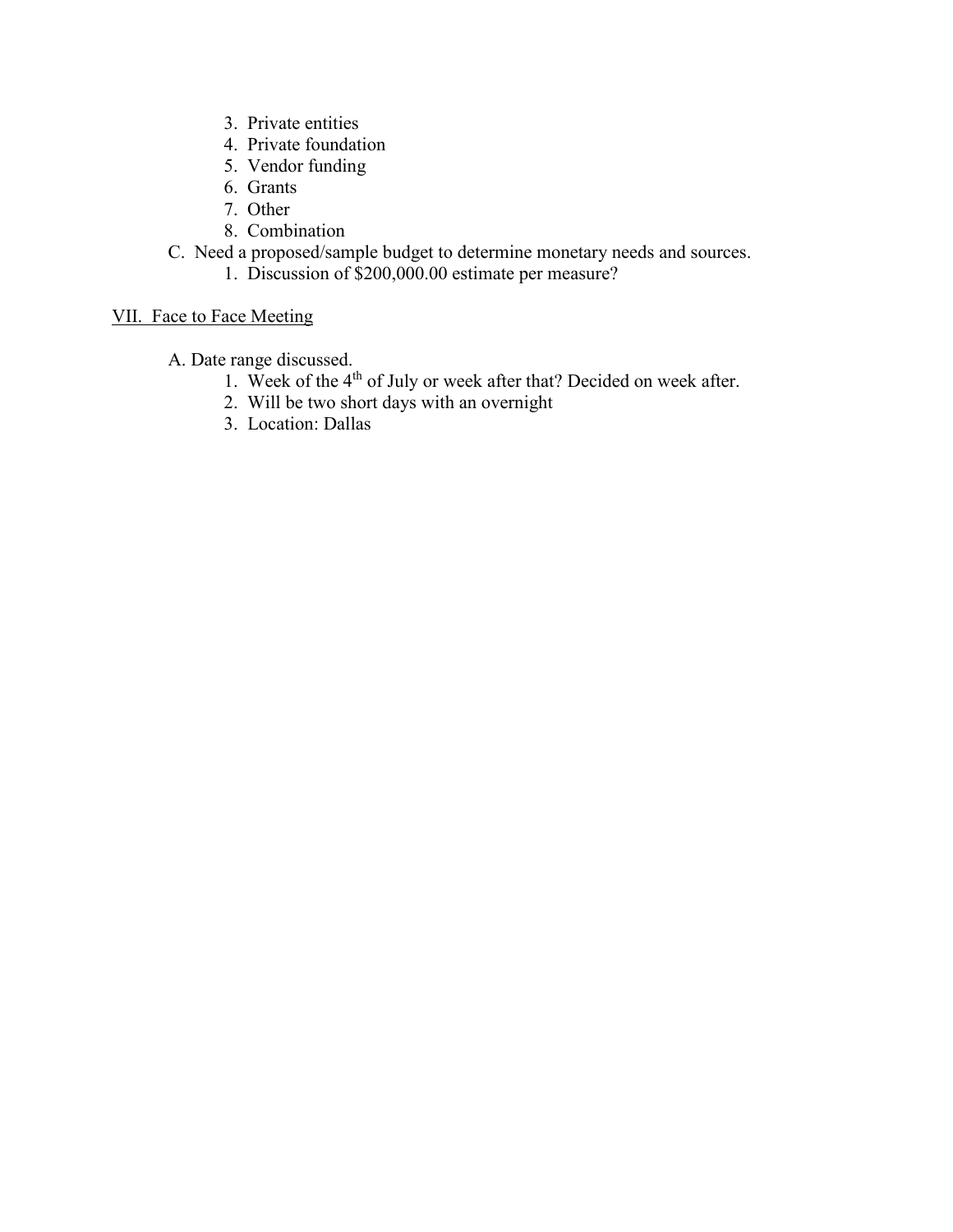3. Private entities
   4. Private foundation
   5. Vendor funding
   6. Grants
   7. Other
   8. Combination

C. Need a proposed/sample budget to determine monetary needs and sources.
   1. Discussion of $200,000.00 estimate per measure?

VII. <u>Face to Face Meeting</u>

A. Date range discussed.
   1. Week of the 4th of July or week after that? Decided on week after.
   2. Will be two short days with an overnight
   3. Location: Dallas